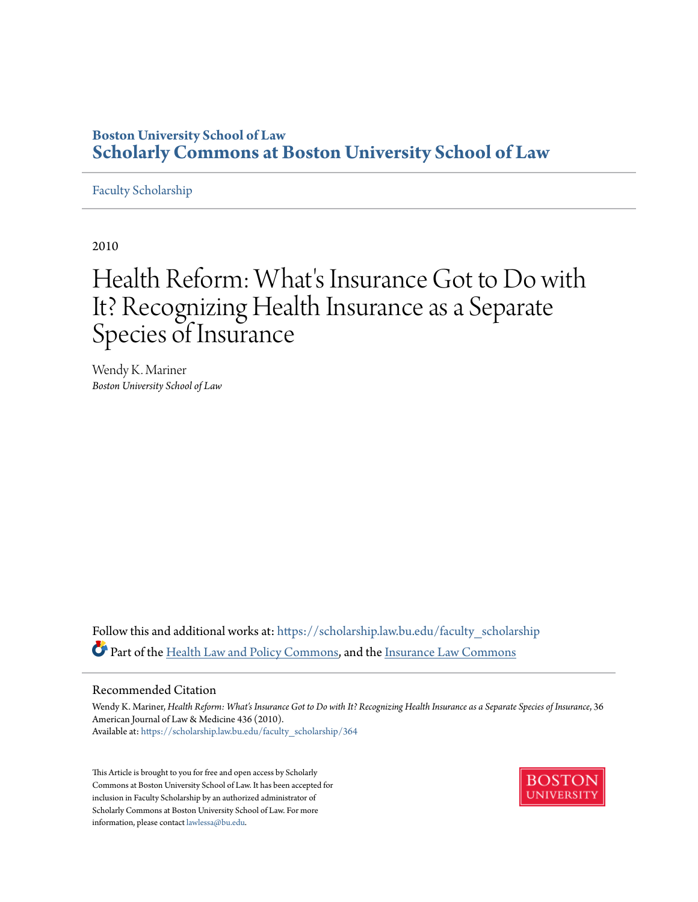Boston University School of Law
**Scholarly Commons at Boston University School of Law**

Faculty Scholarship

2010

# Health Reform: What's Insurance Got to Do with It? Recognizing Health Insurance as a Separate Species of Insurance

Wendy K. Mariner
*Boston University School of Law*

Follow this and additional works at: https://scholarship.law.bu.edu/faculty_scholarship

Part of the Health Law and Policy Commons, and the Insurance Law Commons

## Recommended Citation

Wendy K. Mariner, *Health Reform: What's Insurance Got to Do with It? Recognizing Health Insurance as a Separate Species of Insurance*, 36 American Journal of Law & Medicine 436 (2010).
Available at: https://scholarship.law.bu.edu/faculty_scholarship/364

This Article is brought to you for free and open access by Scholarly Commons at Boston University School of Law. It has been accepted for inclusion in Faculty Scholarship by an authorized administrator of Scholarly Commons at Boston University School of Law. For more information, please contact lawlessa@bu.edu.

BOSTON UNIVERSITY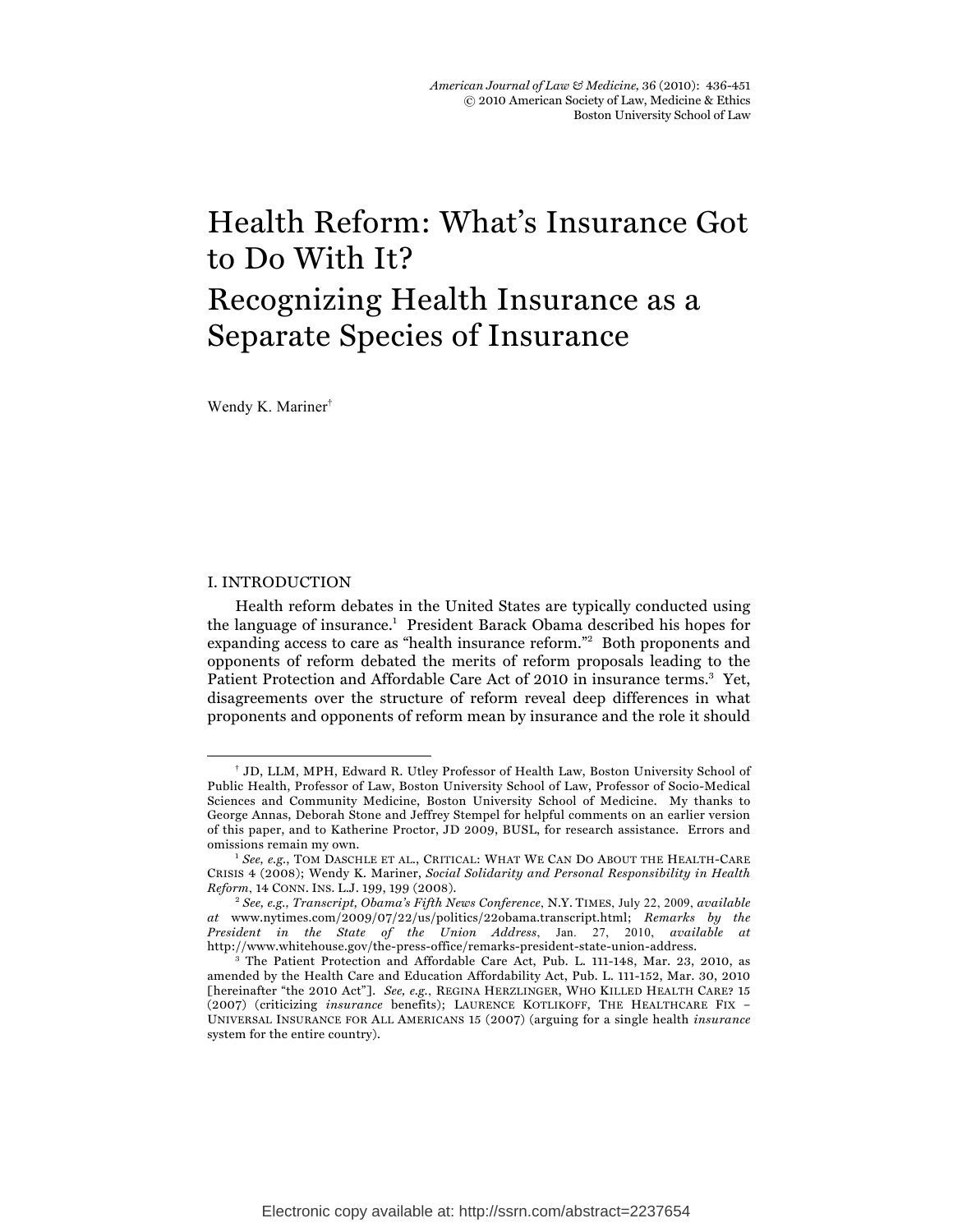# Health Reform: What's Insurance Got to Do With It?

# Recognizing Health Insurance as a Separate Species of Insurance

Wendy K. Mariner[†]

## I. INTRODUCTION

Health reform debates in the United States are typically conducted using the language of insurance.[1] President Barack Obama described his hopes for expanding access to care as "health insurance reform."[2] Both proponents and opponents of reform debated the merits of reform proposals leading to the Patient Protection and Affordable Care Act of 2010 in insurance terms.[3] Yet, disagreements over the structure of reform reveal deep differences in what proponents and opponents of reform mean by insurance and the role it should

---

[†] JD, LLM, MPH, Edward R. Utley Professor of Health Law, Boston University School of Public Health, Professor of Law, Boston University School of Law, Professor of Socio-Medical Sciences and Community Medicine, Boston University School of Medicine. My thanks to George Annas, Deborah Stone and Jeffrey Stempel for helpful comments on an earlier version of this paper, and to Katherine Proctor, JD 2009, BUSL, for research assistance. Errors and omissions remain my own.

[1] *See, e.g.*, TOM DASCHLE ET AL., CRITICAL: WHAT WE CAN DO ABOUT THE HEALTH-CARE CRISIS 4 (2008); Wendy K. Mariner, *Social Solidarity and Personal Responsibility in Health Reform*, 14 CONN. INS. L.J. 199, 199 (2008).

[2] *See, e.g., Transcript, Obama's Fifth News Conference*, N.Y. TIMES, July 22, 2009, *available at* www.nytimes.com/2009/07/22/us/politics/22obama.transcript.html; *Remarks by the President in the State of the Union Address*, Jan. 27, 2010, *available at* http://www.whitehouse.gov/the-press-office/remarks-president-state-union-address.

[3] The Patient Protection and Affordable Care Act, Pub. L. 111-148, Mar. 23, 2010, as amended by the Health Care and Education Affordability Act, Pub. L. 111-152, Mar. 30, 2010 [hereinafter "the 2010 Act"]. *See, e.g.*, REGINA HERZLINGER, WHO KILLED HEALTH CARE? 15 (2007) (criticizing *insurance* benefits); LAURENCE KOTLIKOFF, THE HEALTHCARE FIX – UNIVERSAL INSURANCE FOR ALL AMERICANS 15 (2007) (arguing for a single health *insurance* system for the entire country).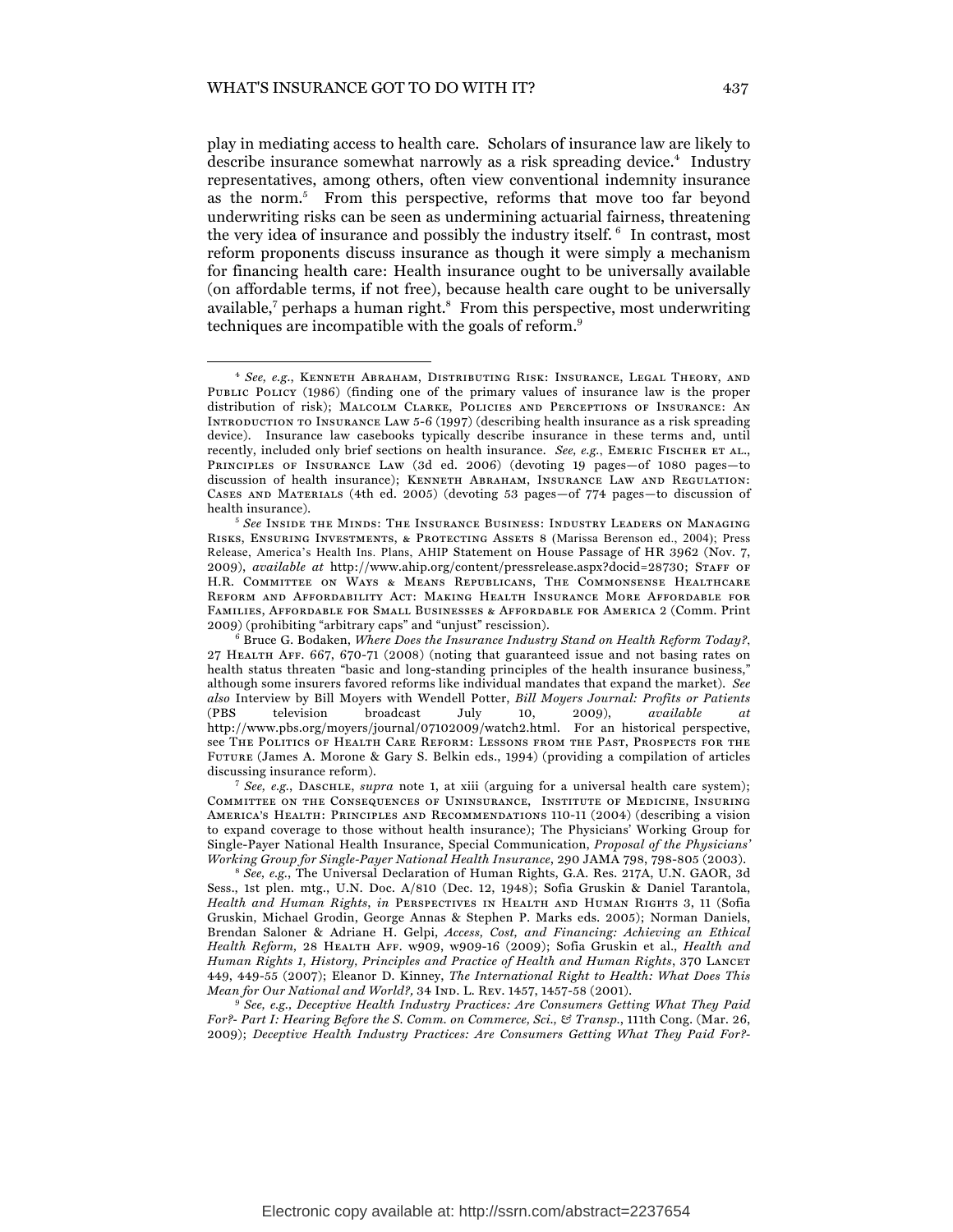play in mediating access to health care. Scholars of insurance law are likely to describe insurance somewhat narrowly as a risk spreading device.[4] Industry representatives, among others, often view conventional indemnity insurance as the norm.[5] From this perspective, reforms that move too far beyond underwriting risks can be seen as undermining actuarial fairness, threatening the very idea of insurance and possibly the industry itself.[6] In contrast, most reform proponents discuss insurance as though it were simply a mechanism for financing health care: Health insurance ought to be universally available (on affordable terms, if not free), because health care ought to be universally available,[7] perhaps a human right.[8] From this perspective, most underwriting techniques are incompatible with the goals of reform.[9]

---

[4] *See, e.g.*, Kenneth Abraham, Distributing Risk: Insurance, Legal Theory, and Public Policy (1986) (finding one of the primary values of insurance law is the proper distribution of risk); Malcolm Clarke, Policies and Perceptions of Insurance: An Introduction to Insurance Law 5-6 (1997) (describing health insurance as a risk spreading device). Insurance law casebooks typically describe insurance in these terms and, until recently, included only brief sections on health insurance. *See, e.g.*, Emeric Fischer et al., Principles of Insurance Law (3d ed. 2006) (devoting 19 pages—of 1080 pages—to discussion of health insurance); Kenneth Abraham, Insurance Law and Regulation: Cases and Materials (4th ed. 2005) (devoting 53 pages—of 774 pages—to discussion of health insurance).

[5] *See* Inside the Minds: The Insurance Business: Industry Leaders on Managing Risks, Ensuring Investments, & Protecting Assets 8 (Marissa Berenson ed., 2004); Press Release, America's Health Ins. Plans, AHIP Statement on House Passage of HR 3962 (Nov. 7, 2009), *available at* http://www.ahip.org/content/pressrelease.aspx?docid=28730; Staff of H.R. Committee on Ways & Means Republicans, The Commonsense Healthcare Reform and Affordability Act: Making Health Insurance More Affordable for Families, Affordable for Small Businesses & Affordable for America 2 (Comm. Print 2009) (prohibiting "arbitrary caps" and "unjust" rescission).

[6] Bruce G. Bodaken, *Where Does the Insurance Industry Stand on Health Reform Today?*, 27 Health Aff. 667, 670-71 (2008) (noting that guaranteed issue and not basing rates on health status threaten "basic and long-standing principles of the health insurance business," although some insurers favored reforms like individual mandates that expand the market). *See also* Interview by Bill Moyers with Wendell Potter, *Bill Moyers Journal: Profits or Patients* (PBS television broadcast July 10, 2009), *available at* http://www.pbs.org/moyers/journal/07102009/watch2.html. For an historical perspective, see The Politics of Health Care Reform: Lessons from the Past, Prospects for the Future (James A. Morone & Gary S. Belkin eds., 1994) (providing a compilation of articles discussing insurance reform).

[7] *See, e.g.*, Daschle, *supra* note 1, at xiii (arguing for a universal health care system); Committee on the Consequences of Uninsurance, Institute of Medicine, Insuring America's Health: Principles and Recommendations 110-11 (2004) (describing a vision to expand coverage to those without health insurance); The Physicians' Working Group for Single-Payer National Health Insurance, Special Communication, *Proposal of the Physicians' Working Group for Single-Payer National Health Insurance*, 290 JAMA 798, 798-805 (2003).

[8] *See, e.g.*, The Universal Declaration of Human Rights, G.A. Res. 217A, U.N. GAOR, 3d Sess., 1st plen. mtg., U.N. Doc. A/810 (Dec. 12, 1948); Sofia Gruskin & Daniel Tarantola, *Health and Human Rights*, *in* Perspectives in Health and Human Rights 3, 11 (Sofia Gruskin, Michael Grodin, George Annas & Stephen P. Marks eds. 2005); Norman Daniels, Brendan Saloner & Adriane H. Gelpi, *Access, Cost, and Financing: Achieving an Ethical Health Reform*, 28 Health Aff. w909, w909-16 (2009); Sofia Gruskin et al., *Health and Human Rights 1, History, Principles and Practice of Health and Human Rights*, 370 Lancet 449, 449-55 (2007); Eleanor D. Kinney, *The International Right to Health: What Does This Mean for Our National and World?*, 34 Ind. L. Rev. 1457, 1457-58 (2001).

[9] *See, e.g., Deceptive Health Industry Practices: Are Consumers Getting What They Paid For?- Part I: Hearing Before the S. Comm. on Commerce, Sci., & Transp.*, 111th Cong. (Mar. 26, 2009); *Deceptive Health Industry Practices: Are Consumers Getting What They Paid For?-*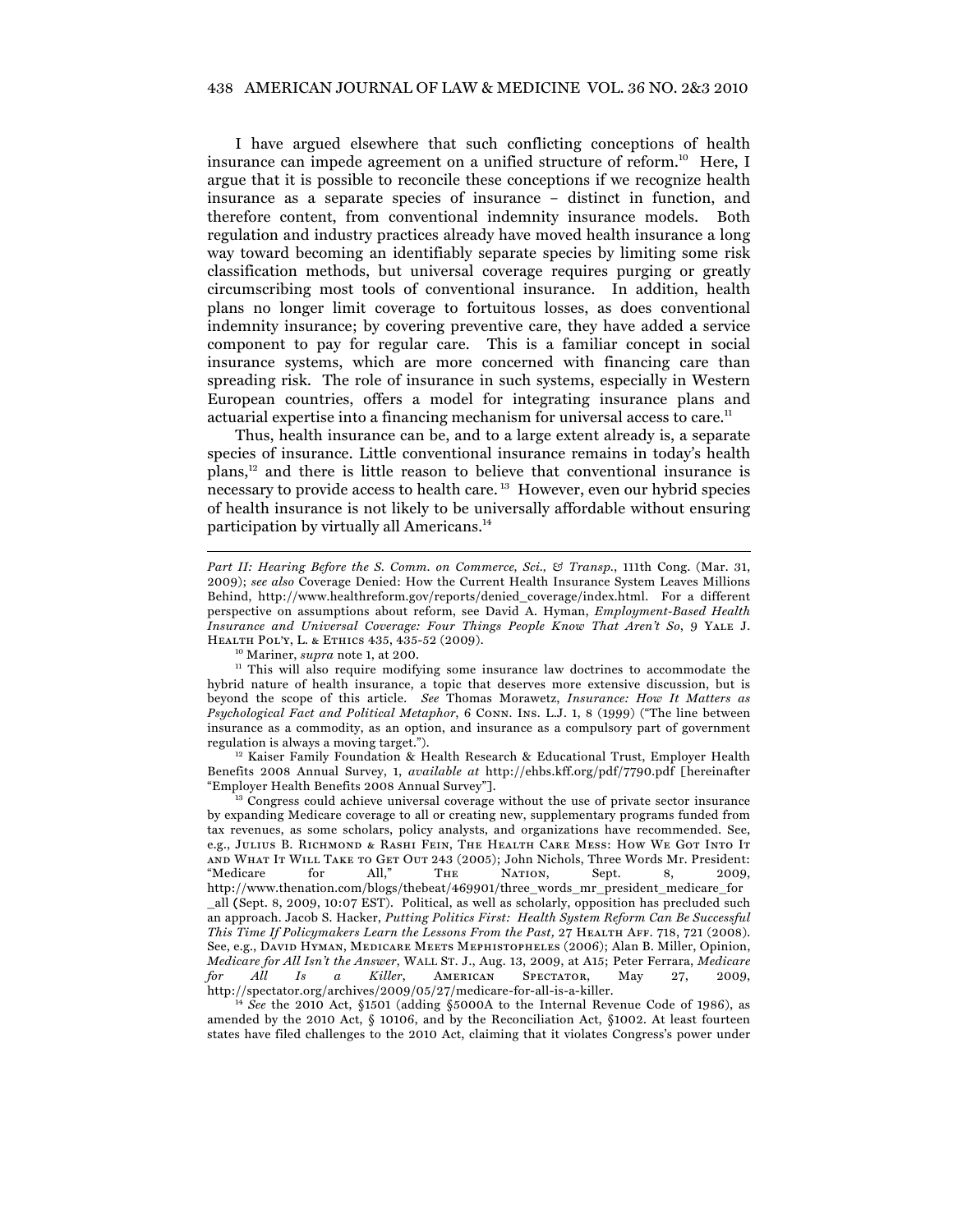I have argued elsewhere that such conflicting conceptions of health insurance can impede agreement on a unified structure of reform.[10] Here, I argue that it is possible to reconcile these conceptions if we recognize health insurance as a separate species of insurance – distinct in function, and therefore content, from conventional indemnity insurance models. Both regulation and industry practices already have moved health insurance a long way toward becoming an identifiably separate species by limiting some risk classification methods, but universal coverage requires purging or greatly circumscribing most tools of conventional insurance. In addition, health plans no longer limit coverage to fortuitous losses, as does conventional indemnity insurance; by covering preventive care, they have added a service component to pay for regular care. This is a familiar concept in social insurance systems, which are more concerned with financing care than spreading risk. The role of insurance in such systems, especially in Western European countries, offers a model for integrating insurance plans and actuarial expertise into a financing mechanism for universal access to care.[11]

Thus, health insurance can be, and to a large extent already is, a separate species of insurance. Little conventional insurance remains in today's health plans,[12] and there is little reason to believe that conventional insurance is necessary to provide access to health care.[13] However, even our hybrid species of health insurance is not likely to be universally affordable without ensuring participation by virtually all Americans.[14]

---

*Part II: Hearing Before the S. Comm. on Commerce, Sci., & Transp.*, 111th Cong. (Mar. 31, 2009); *see also* Coverage Denied: How the Current Health Insurance System Leaves Millions Behind, http://www.healthreform.gov/reports/denied_coverage/index.html. For a different perspective on assumptions about reform, see David A. Hyman, *Employment-Based Health Insurance and Universal Coverage: Four Things People Know That Aren't So*, 9 YALE J. HEALTH POL'Y, L. & ETHICS 435, 435-52 (2009).

[10] Mariner, *supra* note 1, at 200.

[11] This will also require modifying some insurance law doctrines to accommodate the hybrid nature of health insurance, a topic that deserves more extensive discussion, but is beyond the scope of this article. *See* Thomas Morawetz, *Insurance: How It Matters as Psychological Fact and Political Metaphor*, 6 CONN. INS. L.J. 1, 8 (1999) ("The line between insurance as a commodity, as an option, and insurance as a compulsory part of government regulation is always a moving target.").

[12] Kaiser Family Foundation & Health Research & Educational Trust, Employer Health Benefits 2008 Annual Survey, 1, *available at* http://ehbs.kff.org/pdf/7790.pdf [hereinafter "Employer Health Benefits 2008 Annual Survey"].

[13] Congress could achieve universal coverage without the use of private sector insurance by expanding Medicare coverage to all or creating new, supplementary programs funded from tax revenues, as some scholars, policy analysts, and organizations have recommended. See, e.g., JULIUS B. RICHMOND & RASHI FEIN, THE HEALTH CARE MESS: HOW WE GOT INTO IT AND WHAT IT WILL TAKE TO GET OUT 243 (2005); John Nichols, Three Words Mr. President: "Medicare for All," THE NATION, Sept. 8, 2009, http://www.thenation.com/blogs/thebeat/469901/three_words_mr_president_medicare_for_all (Sept. 8, 2009, 10:07 EST). Political, as well as scholarly, opposition has precluded such an approach. Jacob S. Hacker, *Putting Politics First: Health System Reform Can Be Successful This Time If Policymakers Learn the Lessons From the Past,* 27 HEALTH AFF. 718, 721 (2008). See, e.g., DAVID HYMAN, MEDICARE MEETS MEPHISTOPHELES (2006); Alan B. Miller, Opinion, *Medicare for All Isn't the Answer*, WALL ST. J., Aug. 13, 2009, at A15; Peter Ferrara, *Medicare for All Is a Killer*, AMERICAN SPECTATOR, May 27, 2009, http://spectator.org/archives/2009/05/27/medicare-for-all-is-a-killer.

[14] *See* the 2010 Act, §1501 (adding §5000A to the Internal Revenue Code of 1986), as amended by the 2010 Act, § 10106, and by the Reconciliation Act, §1002. At least fourteen states have filed challenges to the 2010 Act, claiming that it violates Congress's power under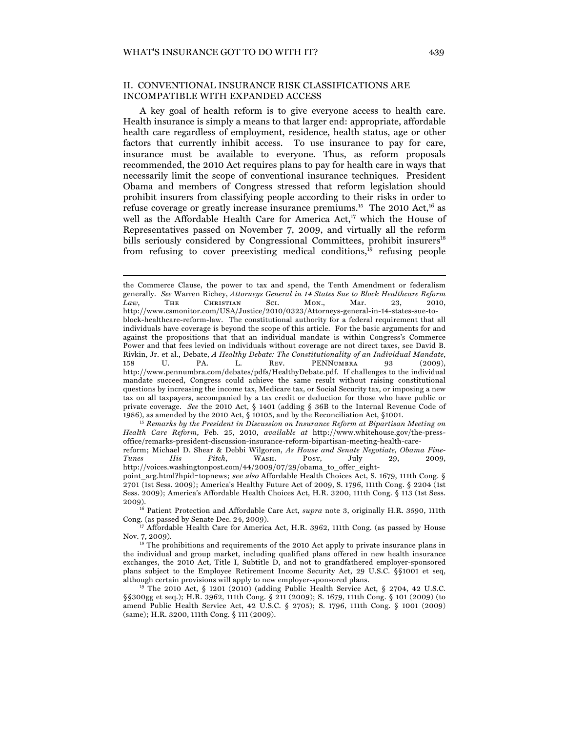## II. CONVENTIONAL INSURANCE RISK CLASSIFICATIONS ARE INCOMPATIBLE WITH EXPANDED ACCESS

A key goal of health reform is to give everyone access to health care. Health insurance is simply a means to that larger end: appropriate, affordable health care regardless of employment, residence, health status, age or other factors that currently inhibit access. To use insurance to pay for care, insurance must be available to everyone. Thus, as reform proposals recommended, the 2010 Act requires plans to pay for health care in ways that necessarily limit the scope of conventional insurance techniques. President Obama and members of Congress stressed that reform legislation should prohibit insurers from classifying people according to their risks in order to refuse coverage or greatly increase insurance premiums.[15] The 2010 Act,[16] as well as the Affordable Health Care for America Act,[17] which the House of Representatives passed on November 7, 2009, and virtually all the reform bills seriously considered by Congressional Committees, prohibit insurers[18] from refusing to cover preexisting medical conditions,[19] refusing people

---

the Commerce Clause, the power to tax and spend, the Tenth Amendment or federalism generally. *See* Warren Richey, *Attorneys General in 14 States Sue to Block Healthcare Reform Law*, THE CHRISTIAN SCI. MON., Mar. 23, 2010, http://www.csmonitor.com/USA/Justice/2010/0323/Attorneys-general-in-14-states-sue-to-block-healthcare-reform-law. The constitutional authority for a federal requirement that all individuals have coverage is beyond the scope of this article. For the basic arguments for and against the propositions that that an individual mandate is within Congress's Commerce Power and that fees levied on individuals without coverage are not direct taxes, see David B. Rivkin, Jr. et al., Debate, *A Healthy Debate: The Constitutionality of an Individual Mandate*, 158 U. PA. L. REV. PENNUMBRA 93 (2009), http://www.pennumbra.com/debates/pdfs/HealthyDebate.pdf. If challenges to the individual mandate succeed, Congress could achieve the same result without raising constitutional questions by increasing the income tax, Medicare tax, or Social Security tax, or imposing a new tax on all taxpayers, accompanied by a tax credit or deduction for those who have public or private coverage. *See* the 2010 Act, § 1401 (adding § 36B to the Internal Revenue Code of 1986), as amended by the 2010 Act, § 10105, and by the Reconciliation Act, §1001.

[15] *Remarks by the President in Discussion on Insurance Reform at Bipartisan Meeting on Health Care Reform,* Feb. 25, 2010, *available at* http://www.whitehouse.gov/the-press-office/remarks-president-discussion-insurance-reform-bipartisan-meeting-health-care-reform; Michael D. Shear & Debbi Wilgoren, *As House and Senate Negotiate, Obama Fine-Tunes His Pitch*, WASH. POST, July 29, 2009, http://voices.washingtonpost.com/44/2009/07/29/obama_to_offer_eight-point_arg.html?hpid=topnews; *see also* Affordable Health Choices Act, S. 1679, 111th Cong. § 2701 (1st Sess. 2009); America's Healthy Future Act of 2009, S. 1796, 111th Cong. § 2204 (1st Sess. 2009); America's Affordable Health Choices Act, H.R. 3200, 111th Cong. § 113 (1st Sess. 2009).

[16] Patient Protection and Affordable Care Act, *supra* note 3, originally H.R. 3590, 111th Cong. (as passed by Senate Dec. 24, 2009).

[17] Affordable Health Care for America Act, H.R. 3962, 111th Cong. (as passed by House Nov. 7, 2009).

[18] The prohibitions and requirements of the 2010 Act apply to private insurance plans in the individual and group market, including qualified plans offered in new health insurance exchanges, the 2010 Act, Title I, Subtitle D, and not to grandfathered employer-sponsored plans subject to the Employee Retirement Income Security Act, 29 U.S.C. §§1001 et seq, although certain provisions will apply to new employer-sponsored plans.

[19] The 2010 Act, § 1201 (2010) (adding Public Health Service Act, § 2704, 42 U.S.C. §§300gg et seq.); H.R. 3962, 111th Cong. § 211 (2009); S. 1679, 111th Cong. § 101 (2009) (to amend Public Health Service Act, 42 U.S.C. § 2705); S. 1796, 111th Cong. § 1001 (2009) (same); H.R. 3200, 111th Cong. § 111 (2009).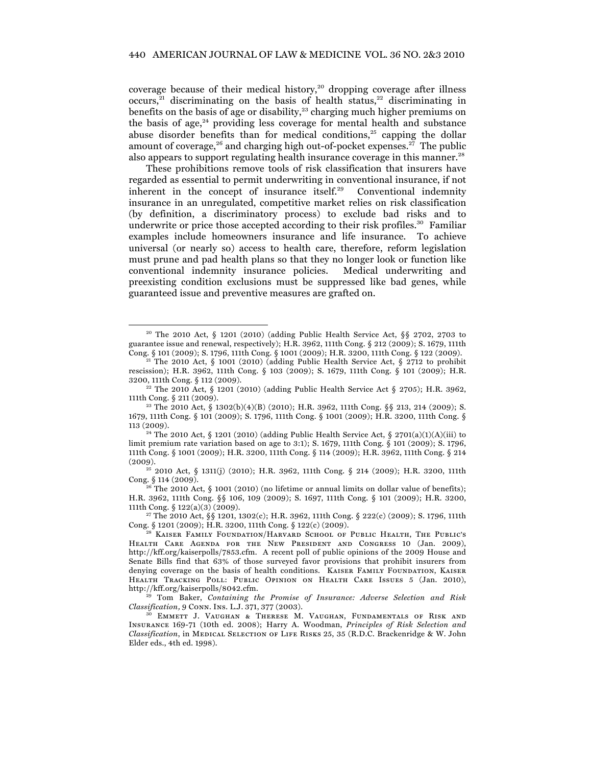coverage because of their medical history,[20] dropping coverage after illness occurs,[21] discriminating on the basis of health status,[22] discriminating in benefits on the basis of age or disability,[23] charging much higher premiums on the basis of age,[24] providing less coverage for mental health and substance abuse disorder benefits than for medical conditions,[25] capping the dollar amount of coverage,[26] and charging high out-of-pocket expenses.[27] The public also appears to support regulating health insurance coverage in this manner.[28]

These prohibitions remove tools of risk classification that insurers have regarded as essential to permit underwriting in conventional insurance, if not inherent in the concept of insurance itself.[29] Conventional indemnity insurance in an unregulated, competitive market relies on risk classification (by definition, a discriminatory process) to exclude bad risks and to underwrite or price those accepted according to their risk profiles.[30] Familiar examples include homeowners insurance and life insurance. To achieve universal (or nearly so) access to health care, therefore, reform legislation must prune and pad health plans so that they no longer look or function like conventional indemnity insurance policies. Medical underwriting and preexisting condition exclusions must be suppressed like bad genes, while guaranteed issue and preventive measures are grafted on.

---

[20] The 2010 Act, § 1201 (2010) (adding Public Health Service Act, §§ 2702, 2703 to guarantee issue and renewal, respectively); H.R. 3962, 111th Cong. § 212 (2009); S. 1679, 111th Cong. § 101 (2009); S. 1796, 111th Cong. § 1001 (2009); H.R. 3200, 111th Cong. § 122 (2009).

[21] The 2010 Act, § 1001 (2010) (adding Public Health Service Act, § 2712 to prohibit rescission); H.R. 3962, 111th Cong. § 103 (2009); S. 1679, 111th Cong. § 101 (2009); H.R. 3200, 111th Cong. § 112 (2009).

[22] The 2010 Act, § 1201 (2010) (adding Public Health Service Act § 2705); H.R. 3962, 111th Cong. § 211 (2009).

[23] The 2010 Act, § 1302(b)(4)(B) (2010); H.R. 3962, 111th Cong. §§ 213, 214 (2009); S. 1679, 111th Cong. § 101 (2009); S. 1796, 111th Cong. § 1001 (2009); H.R. 3200, 111th Cong. § 113 (2009).

[24] The 2010 Act, § 1201 (2010) (adding Public Health Service Act, § 2701(a)(1)(A)(iii) to limit premium rate variation based on age to 3:1); S. 1679, 111th Cong. § 101 (2009); S. 1796, 111th Cong. § 1001 (2009); H.R. 3200, 111th Cong. § 114 (2009); H.R. 3962, 111th Cong. § 214 (2009).

[25] 2010 Act, § 1311(j) (2010); H.R. 3962, 111th Cong. § 214 (2009); H.R. 3200, 111th Cong. § 114 (2009).

[26] The 2010 Act, § 1001 (2010) (no lifetime or annual limits on dollar value of benefits); H.R. 3962, 111th Cong. §§ 106, 109 (2009); S. 1697, 111th Cong. § 101 (2009); H.R. 3200, 111th Cong. § 122(a)(3) (2009).

[27] The 2010 Act, §§ 1201, 1302(c); H.R. 3962, 111th Cong. § 222(c) (2009); S. 1796, 111th Cong. § 1201 (2009); H.R. 3200, 111th Cong. § 122(c) (2009).

[28] Kaiser Family Foundation/Harvard School of Public Health, The Public's Health Care Agenda for the New President and Congress 10 (Jan. 2009), http://kff.org/kaiserpolls/7853.cfm. A recent poll of public opinions of the 2009 House and Senate Bills find that 63% of those surveyed favor provisions that prohibit insurers from denying coverage on the basis of health conditions. Kaiser Family Foundation, Kaiser Health Tracking Poll: Public Opinion on Health Care Issues 5 (Jan. 2010), http://kff.org/kaiserpolls/8042.cfm.

[29] Tom Baker, *Containing the Promise of Insurance: Adverse Selection and Risk Classification,* 9 Conn. Ins. L.J. 371, 377 (2003).

[30] Emmett J. Vaughan & Therese M. Vaughan, Fundamentals of Risk and Insurance 169-71 (10th ed. 2008); Harry A. Woodman, *Principles of Risk Selection and Classification*, in Medical Selection of Life Risks 25, 35 (R.D.C. Brackenridge & W. John Elder eds., 4th ed. 1998).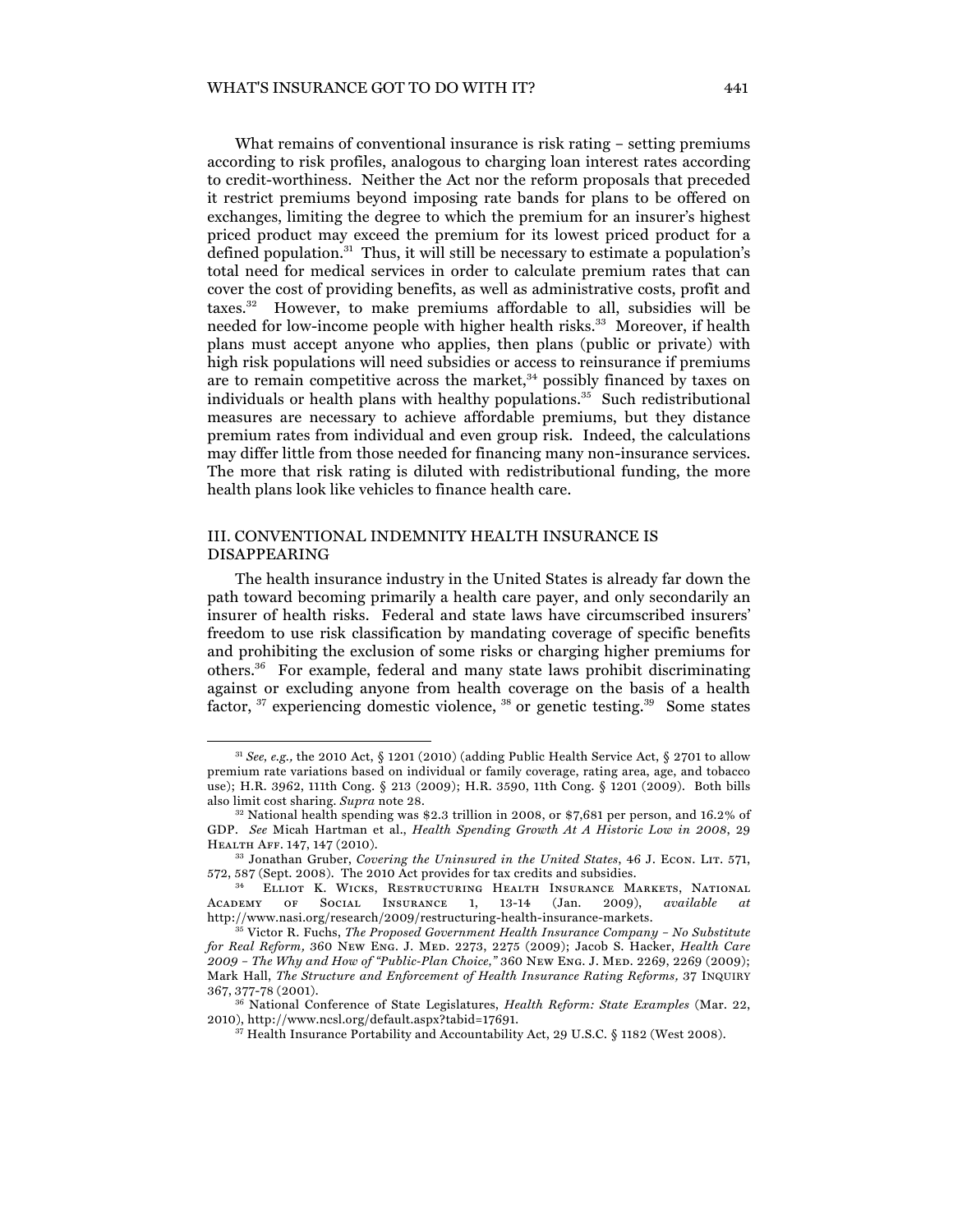What remains of conventional insurance is risk rating – setting premiums according to risk profiles, analogous to charging loan interest rates according to credit-worthiness. Neither the Act nor the reform proposals that preceded it restrict premiums beyond imposing rate bands for plans to be offered on exchanges, limiting the degree to which the premium for an insurer's highest priced product may exceed the premium for its lowest priced product for a defined population.[31] Thus, it will still be necessary to estimate a population's total need for medical services in order to calculate premium rates that can cover the cost of providing benefits, as well as administrative costs, profit and taxes.[32] However, to make premiums affordable to all, subsidies will be needed for low-income people with higher health risks.[33] Moreover, if health plans must accept anyone who applies, then plans (public or private) with high risk populations will need subsidies or access to reinsurance if premiums are to remain competitive across the market,[34] possibly financed by taxes on individuals or health plans with healthy populations.[35] Such redistributional measures are necessary to achieve affordable premiums, but they distance premium rates from individual and even group risk. Indeed, the calculations may differ little from those needed for financing many non-insurance services. The more that risk rating is diluted with redistributional funding, the more health plans look like vehicles to finance health care.

## III. CONVENTIONAL INDEMNITY HEALTH INSURANCE IS DISAPPEARING

The health insurance industry in the United States is already far down the path toward becoming primarily a health care payer, and only secondarily an insurer of health risks. Federal and state laws have circumscribed insurers' freedom to use risk classification by mandating coverage of specific benefits and prohibiting the exclusion of some risks or charging higher premiums for others.[36] For example, federal and many state laws prohibit discriminating against or excluding anyone from health coverage on the basis of a health factor, [37] experiencing domestic violence, [38] or genetic testing.[39] Some states

---

[31] *See, e.g.,* the 2010 Act, § 1201 (2010) (adding Public Health Service Act, § 2701 to allow premium rate variations based on individual or family coverage, rating area, age, and tobacco use); H.R. 3962, 111th Cong. § 213 (2009); H.R. 3590, 11th Cong. § 1201 (2009). Both bills also limit cost sharing. *Supra* note 28.

[32] National health spending was $2.3 trillion in 2008, or $7,681 per person, and 16.2% of GDP. *See* Micah Hartman et al., *Health Spending Growth At A Historic Low in 2008*, 29 Health Aff. 147, 147 (2010).

[33] Jonathan Gruber, *Covering the Uninsured in the United States*, 46 J. Econ. Lit. 571, 572, 587 (Sept. 2008). The 2010 Act provides for tax credits and subsidies.

[34] Elliot K. Wicks, Restructuring Health Insurance Markets, National Academy of Social Insurance 1, 13-14 (Jan. 2009), *available at* http://www.nasi.org/research/2009/restructuring-health-insurance-markets.

[35] Victor R. Fuchs, *The Proposed Government Health Insurance Company – No Substitute for Real Reform,* 360 New Eng. J. Med. 2273, 2275 (2009); Jacob S. Hacker, *Health Care 2009 – The Why and How of "Public-Plan Choice,"* 360 New Eng. J. Med. 2269, 2269 (2009); Mark Hall, *The Structure and Enforcement of Health Insurance Rating Reforms,* 37 Inquiry 367, 377-78 (2001).

[36] National Conference of State Legislatures, *Health Reform: State Examples* (Mar. 22, 2010), http://www.ncsl.org/default.aspx?tabid=17691.

[37] Health Insurance Portability and Accountability Act, 29 U.S.C. § 1182 (West 2008).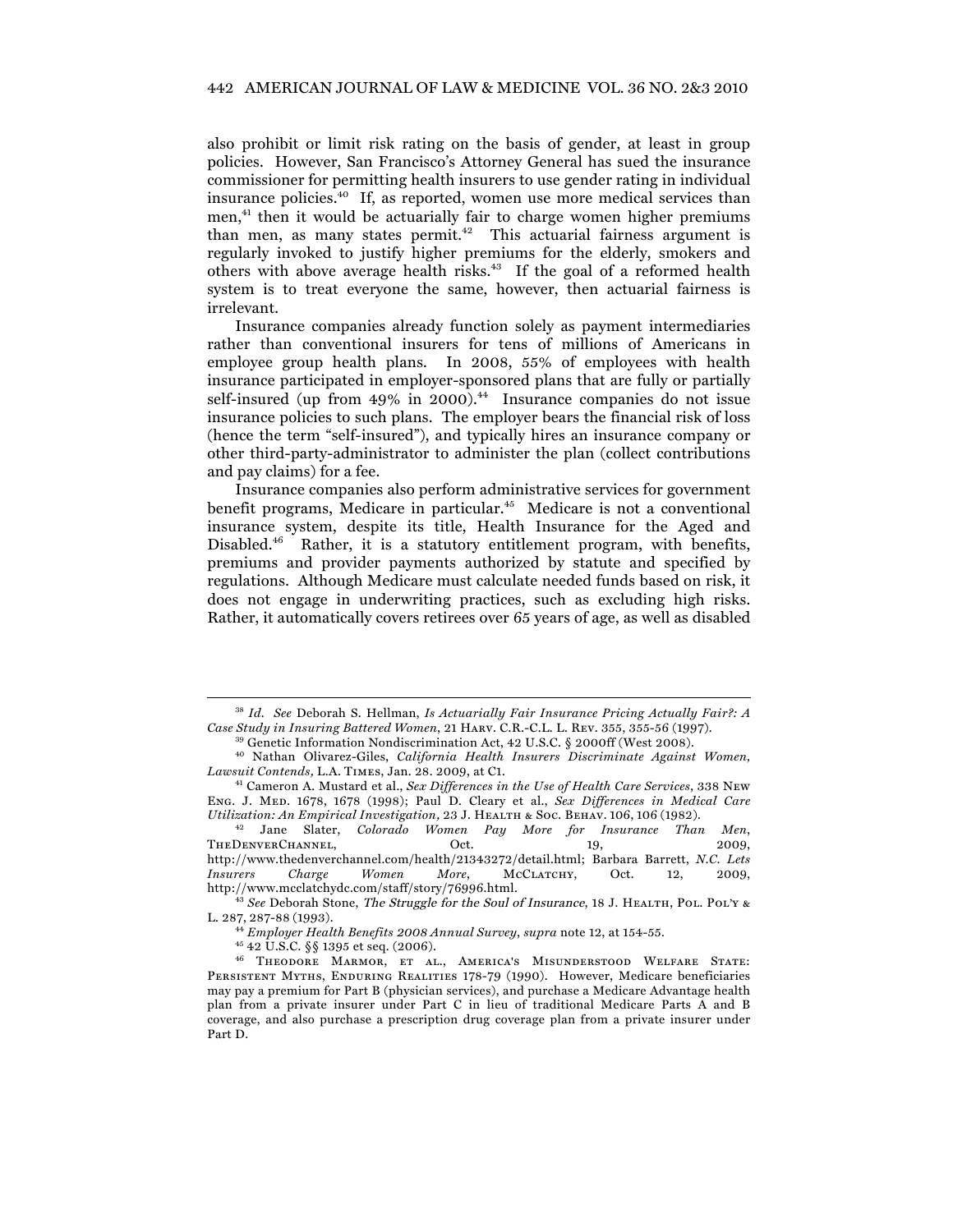also prohibit or limit risk rating on the basis of gender, at least in group policies. However, San Francisco's Attorney General has sued the insurance commissioner for permitting health insurers to use gender rating in individual insurance policies.[40] If, as reported, women use more medical services than men,[41] then it would be actuarially fair to charge women higher premiums than men, as many states permit.[42] This actuarial fairness argument is regularly invoked to justify higher premiums for the elderly, smokers and others with above average health risks.[43] If the goal of a reformed health system is to treat everyone the same, however, then actuarial fairness is irrelevant.

Insurance companies already function solely as payment intermediaries rather than conventional insurers for tens of millions of Americans in employee group health plans. In 2008, 55% of employees with health insurance participated in employer-sponsored plans that are fully or partially self-insured (up from 49% in 2000).[44] Insurance companies do not issue insurance policies to such plans. The employer bears the financial risk of loss (hence the term "self-insured"), and typically hires an insurance company or other third-party-administrator to administer the plan (collect contributions and pay claims) for a fee.

Insurance companies also perform administrative services for government benefit programs, Medicare in particular.[45] Medicare is not a conventional insurance system, despite its title, Health Insurance for the Aged and Disabled.[46] Rather, it is a statutory entitlement program, with benefits, premiums and provider payments authorized by statute and specified by regulations. Although Medicare must calculate needed funds based on risk, it does not engage in underwriting practices, such as excluding high risks. Rather, it automatically covers retirees over 65 years of age, as well as disabled

---

[38] *Id.* *See* Deborah S. Hellman, *Is Actuarially Fair Insurance Pricing Actually Fair?: A Case Study in Insuring Battered Women*, 21 HARV. C.R.-C.L. L. REV. 355, 355-56 (1997).

[39] Genetic Information Nondiscrimination Act, 42 U.S.C. § 2000ff (West 2008).

[40] Nathan Olivarez-Giles, *California Health Insurers Discriminate Against Women, Lawsuit Contends,* L.A. TIMES, Jan. 28. 2009, at C1.

[41] Cameron A. Mustard et al., *Sex Differences in the Use of Health Care Services*, 338 NEW ENG. J. MED. 1678, 1678 (1998); Paul D. Cleary et al., *Sex Differences in Medical Care Utilization: An Empirical Investigation,* 23 J. HEALTH & SOC. BEHAV. 106, 106 (1982).

[42] Jane Slater, *Colorado Women Pay More for Insurance Than Men*, THEDENVERCHANNEL, Oct. 19, 2009, http://www.thedenverchannel.com/health/21343272/detail.html; Barbara Barrett, *N.C. Lets Insurers Charge Women More*, MCCLATCHY, Oct. 12, 2009, http://www.mcclatchydc.com/staff/story/76996.html.

[43] *See* Deborah Stone, *The Struggle for the Soul of Insurance*, 18 J. HEALTH, POL. POL'Y & L. 287, 287-88 (1993).

[44] *Employer Health Benefits 2008 Annual Survey*, *supra* note 12, at 154-55.

[45] 42 U.S.C. §§ 1395 et seq. (2006).

[46] THEODORE MARMOR, ET AL., AMERICA'S MISUNDERSTOOD WELFARE STATE: PERSISTENT MYTHS, ENDURING REALITIES 178-79 (1990). However, Medicare beneficiaries may pay a premium for Part B (physician services), and purchase a Medicare Advantage health plan from a private insurer under Part C in lieu of traditional Medicare Parts A and B coverage, and also purchase a prescription drug coverage plan from a private insurer under Part D.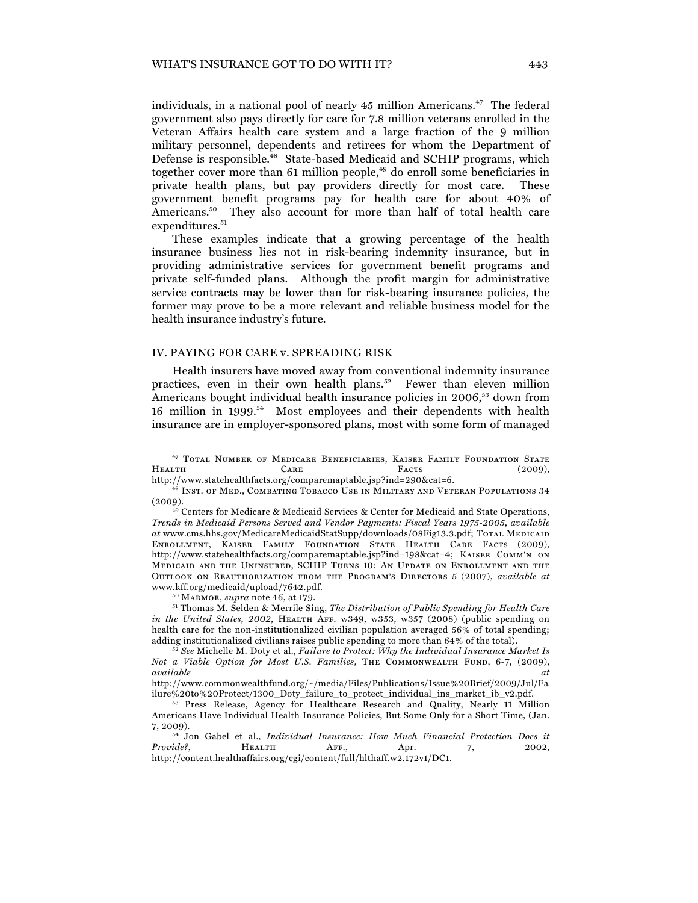individuals, in a national pool of nearly 45 million Americans.[47] The federal government also pays directly for care for 7.8 million veterans enrolled in the Veteran Affairs health care system and a large fraction of the 9 million military personnel, dependents and retirees for whom the Department of Defense is responsible.[48] State-based Medicaid and SCHIP programs, which together cover more than 61 million people,[49] do enroll some beneficiaries in private health plans, but pay providers directly for most care. These government benefit programs pay for health care for about 40% of Americans.[50] They also account for more than half of total health care expenditures.[51]

These examples indicate that a growing percentage of the health insurance business lies not in risk-bearing indemnity insurance, but in providing administrative services for government benefit programs and private self-funded plans. Although the profit margin for administrative service contracts may be lower than for risk-bearing insurance policies, the former may prove to be a more relevant and reliable business model for the health insurance industry's future.

## IV. PAYING FOR CARE v. SPREADING RISK

Health insurers have moved away from conventional indemnity insurance practices, even in their own health plans.[52] Fewer than eleven million Americans bought individual health insurance policies in 2006,[53] down from 16 million in 1999.[54] Most employees and their dependents with health insurance are in employer-sponsored plans, most with some form of managed

---

[47] Total Number of Medicare Beneficiaries, Kaiser Family Foundation State Health Care Facts (2009), http://www.statehealthfacts.org/comparemaptable.jsp?ind=290&cat=6.

[48] Inst. of Med., Combating Tobacco Use in Military and Veteran Populations 34 (2009).

[49] Centers for Medicare & Medicaid Services & Center for Medicaid and State Operations, *Trends in Medicaid Persons Served and Vendor Payments: Fiscal Years 1975-2005*, *available at* www.cms.hhs.gov/MedicareMedicaidStatSupp/downloads/08Fig13.3.pdf; Total Medicaid Enrollment, Kaiser Family Foundation State Health Care Facts (2009), http://www.statehealthfacts.org/comparemaptable.jsp?ind=198&cat=4; Kaiser Comm'n on Medicaid and the Uninsured, SCHIP Turns 10: An Update on Enrollment and the Outlook on Reauthorization from the Program's Directors 5 (2007), *available at* www.kff.org/medicaid/upload/7642.pdf.

[50] Marmor, *supra* note 46, at 179.

[51] Thomas M. Selden & Merrile Sing, *The Distribution of Public Spending for Health Care in the United States, 2002*, Health Aff. w349, w353, w357 (2008) (public spending on health care for the non-institutionalized civilian population averaged 56% of total spending; adding institutionalized civilians raises public spending to more than 64% of the total).

[52] *See* Michelle M. Doty et al., *Failure to Protect: Why the Individual Insurance Market Is Not a Viable Option for Most U.S. Families,* The Commonwealth Fund, 6-7, (2009), *available at* http://www.commonwealthfund.org/~/media/Files/Publications/Issue%20Brief/2009/Jul/Failure%20to%20Protect/1300_Doty_failure_to_protect_individual_ins_market_ib_v2.pdf.

[53] Press Release, Agency for Healthcare Research and Quality, Nearly 11 Million Americans Have Individual Health Insurance Policies, But Some Only for a Short Time, (Jan. 7, 2009).

[54] Jon Gabel et al., *Individual Insurance: How Much Financial Protection Does it Provide?*, Health Aff., Apr. 7, 2002, http://content.healthaffairs.org/cgi/content/full/hlthaff.w2.172v1/DC1.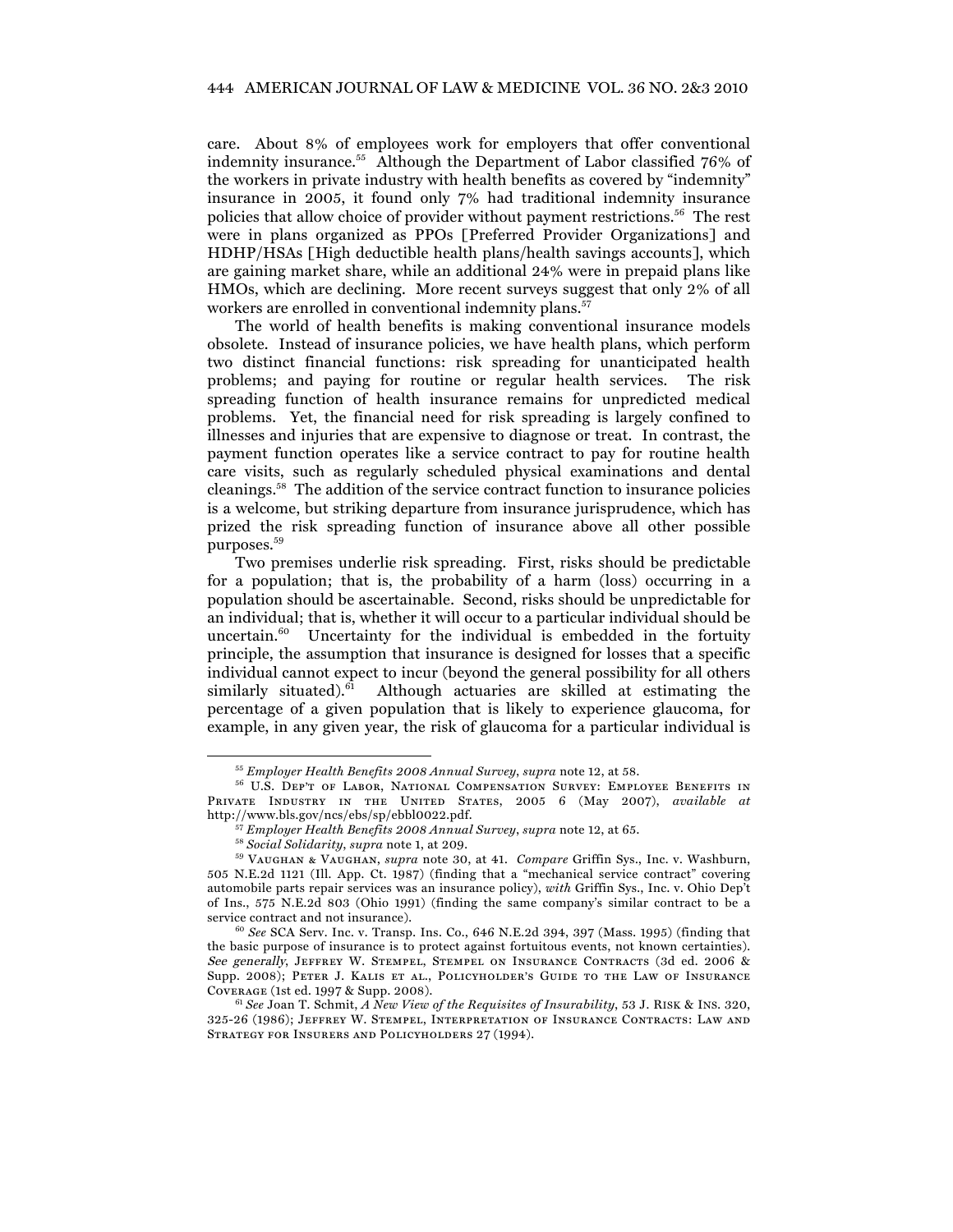care. About 8% of employees work for employers that offer conventional indemnity insurance.[55] Although the Department of Labor classified 76% of the workers in private industry with health benefits as covered by "indemnity" insurance in 2005, it found only 7% had traditional indemnity insurance policies that allow choice of provider without payment restrictions.[56] The rest were in plans organized as PPOs [Preferred Provider Organizations] and HDHP/HSAs [High deductible health plans/health savings accounts], which are gaining market share, while an additional 24% were in prepaid plans like HMOs, which are declining. More recent surveys suggest that only 2% of all workers are enrolled in conventional indemnity plans.[57]

The world of health benefits is making conventional insurance models obsolete. Instead of insurance policies, we have health plans, which perform two distinct financial functions: risk spreading for unanticipated health problems; and paying for routine or regular health services. The risk spreading function of health insurance remains for unpredicted medical problems. Yet, the financial need for risk spreading is largely confined to illnesses and injuries that are expensive to diagnose or treat. In contrast, the payment function operates like a service contract to pay for routine health care visits, such as regularly scheduled physical examinations and dental cleanings.[58] The addition of the service contract function to insurance policies is a welcome, but striking departure from insurance jurisprudence, which has prized the risk spreading function of insurance above all other possible purposes.[59]

Two premises underlie risk spreading. First, risks should be predictable for a population; that is, the probability of a harm (loss) occurring in a population should be ascertainable. Second, risks should be unpredictable for an individual; that is, whether it will occur to a particular individual should be uncertain.[60] Uncertainty for the individual is embedded in the fortuity principle, the assumption that insurance is designed for losses that a specific individual cannot expect to incur (beyond the general possibility for all others similarly situated).[61] Although actuaries are skilled at estimating the percentage of a given population that is likely to experience glaucoma, for example, in any given year, the risk of glaucoma for a particular individual is

---

[55] *Employer Health Benefits 2008 Annual Survey*, *supra* note 12, at 58.

[56] U.S. DEP'T OF LABOR, NATIONAL COMPENSATION SURVEY: EMPLOYEE BENEFITS IN PRIVATE INDUSTRY IN THE UNITED STATES, 2005 6 (May 2007), *available at* http://www.bls.gov/ncs/ebs/sp/ebbl0022.pdf.

[57] *Employer Health Benefits 2008 Annual Survey*, *supra* note 12, at 65.

[58] *Social Solidarity*, *supra* note 1, at 209.

[59] VAUGHAN & VAUGHAN, *supra* note 30, at 41. *Compare* Griffin Sys., Inc. v. Washburn, 505 N.E.2d 1121 (Ill. App. Ct. 1987) (finding that a "mechanical service contract" covering automobile parts repair services was an insurance policy), *with* Griffin Sys., Inc. v. Ohio Dep't of Ins., 575 N.E.2d 803 (Ohio 1991) (finding the same company's similar contract to be a service contract and not insurance).

[60] *See* SCA Serv. Inc. v. Transp. Ins. Co., 646 N.E.2d 394, 397 (Mass. 1995) (finding that the basic purpose of insurance is to protect against fortuitous events, not known certainties). *See generally*, JEFFREY W. STEMPEL, STEMPEL ON INSURANCE CONTRACTS (3d ed. 2006 & Supp. 2008); PETER J. KALIS ET AL., POLICYHOLDER'S GUIDE TO THE LAW OF INSURANCE COVERAGE (1st ed. 1997 & Supp. 2008).

[61] *See* Joan T. Schmit, *A New View of the Requisites of Insurability*, 53 J. RISK & INS. 320, 325-26 (1986); JEFFREY W. STEMPEL, INTERPRETATION OF INSURANCE CONTRACTS: LAW AND STRATEGY FOR INSURERS AND POLICYHOLDERS 27 (1994).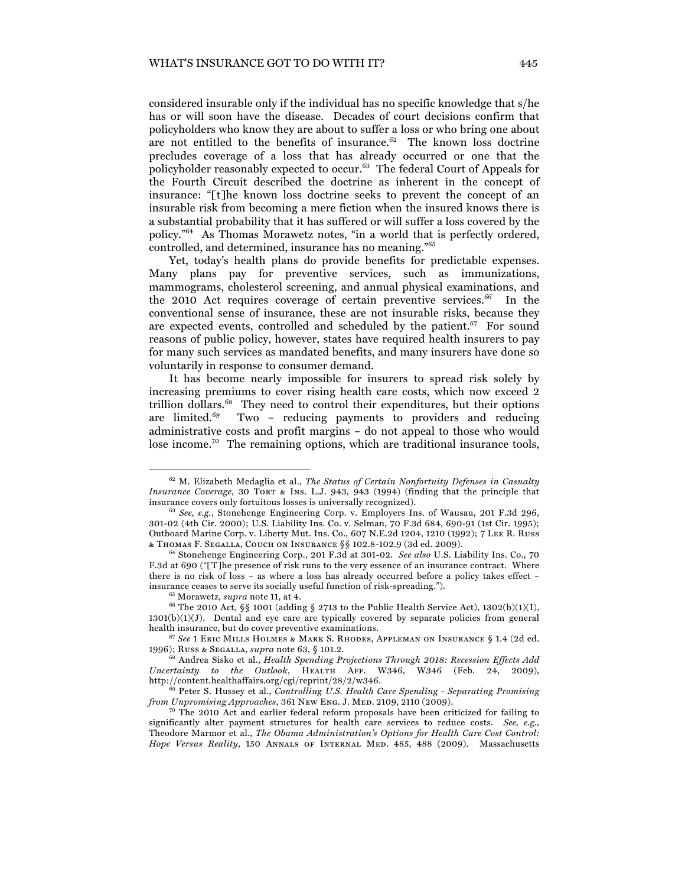considered insurable only if the individual has no specific knowledge that s/he has or will soon have the disease. Decades of court decisions confirm that policyholders who know they are about to suffer a loss or who bring one about are not entitled to the benefits of insurance.[62] The known loss doctrine precludes coverage of a loss that has already occurred or one that the policyholder reasonably expected to occur.[63] The federal Court of Appeals for the Fourth Circuit described the doctrine as inherent in the concept of insurance: "[t]he known loss doctrine seeks to prevent the concept of an insurable risk from becoming a mere fiction when the insured knows there is a substantial probability that it has suffered or will suffer a loss covered by the policy."[64] As Thomas Morawetz notes, "in a world that is perfectly ordered, controlled, and determined, insurance has no meaning."[65]

Yet, today's health plans do provide benefits for predictable expenses. Many plans pay for preventive services, such as immunizations, mammograms, cholesterol screening, and annual physical examinations, and the 2010 Act requires coverage of certain preventive services.[66] In the conventional sense of insurance, these are not insurable risks, because they are expected events, controlled and scheduled by the patient.[67] For sound reasons of public policy, however, states have required health insurers to pay for many such services as mandated benefits, and many insurers have done so voluntarily in response to consumer demand.

It has become nearly impossible for insurers to spread risk solely by increasing premiums to cover rising health care costs, which now exceed 2 trillion dollars.[68] They need to control their expenditures, but their options are limited.[69] Two – reducing payments to providers and reducing administrative costs and profit margins – do not appeal to those who would lose income.[70] The remaining options, which are traditional insurance tools,

---

[62] M. Elizabeth Medaglia et al., *The Status of Certain Nonfortuity Defenses in Casualty Insurance Coverage*, 30 Tort & Ins. L.J. 943, 943 (1994) (finding that the principle that insurance covers only fortuitous losses is universally recognized).

[63] *See, e.g.*, Stonehenge Engineering Corp. v. Employers Ins. of Wausau, 201 F.3d 296, 301-02 (4th Cir. 2000); U.S. Liability Ins. Co. v. Selman, 70 F.3d 684, 690-91 (1st Cir. 1995); Outboard Marine Corp. v. Liberty Mut. Ins. Co., 607 N.E.2d 1204, 1210 (1992); 7 Lee R. Russ & Thomas F. Segalla, Couch on Insurance §§ 102.8-102.9 (3d ed. 2009).

[64] Stonehenge Engineering Corp., 201 F.3d at 301-02. *See also* U.S. Liability Ins. Co., 70 F.3d at 690 ("[T]he presence of risk runs to the very essence of an insurance contract. Where there is no risk of loss – as where a loss has already occurred before a policy takes effect – insurance ceases to serve its socially useful function of risk-spreading.").

[65] Morawetz, *supra* note 11, at 4.

[66] The 2010 Act, §§ 1001 (adding § 2713 to the Public Health Service Act), 1302(b)(1)(I), 1301(b)(1)(J). Dental and eye care are typically covered by separate policies from general health insurance, but do cover preventive examinations.

[67] *See* 1 Eric Mills Holmes & Mark S. Rhodes, Appleman on Insurance § 1.4 (2d ed. 1996); Russ & Segalla, *supra* note 63, § 101.2.

[68] Andrea Sisko et al., *Health Spending Projections Through 2018: Recession Effects Add Uncertainty to the Outlook,* Health Aff. W346, W346 (Feb. 24, 2009), http://content.healthaffairs.org/cgi/reprint/28/2/w346.

[69] Peter S. Hussey et al., *Controlling U.S. Health Care Spending - Separating Promising from Unpromising Approaches*, 361 New Eng. J. Med. 2109, 2110 (2009).

[70] The 2010 Act and earlier federal reform proposals have been criticized for failing to significantly alter payment structures for health care services to reduce costs. *See, e.g.*, Theodore Marmor et al., *The Obama Administration's Options for Health Care Cost Control: Hope Versus Reality,* 150 Annals of Internal Med. 485, 488 (2009). Massachusetts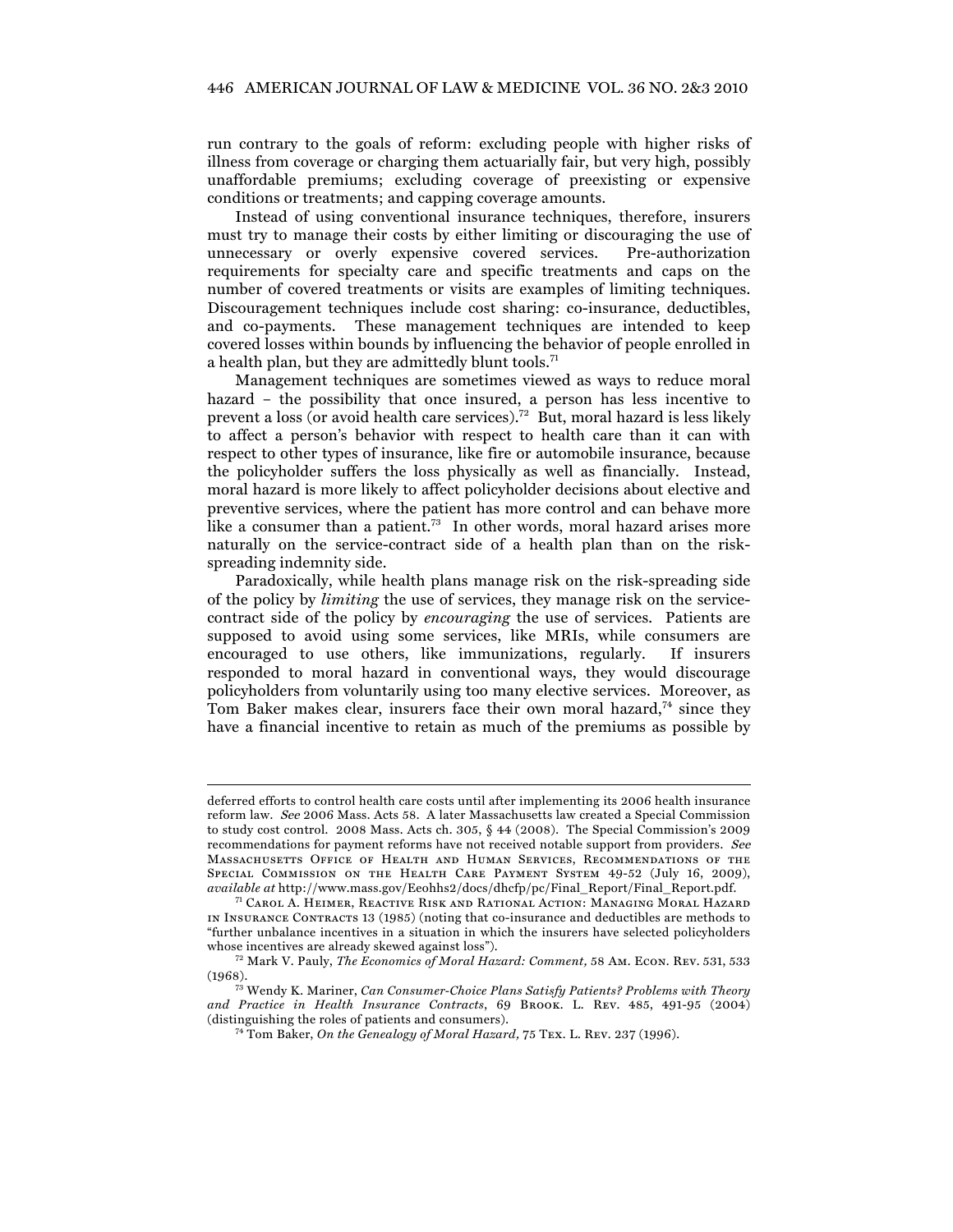run contrary to the goals of reform: excluding people with higher risks of illness from coverage or charging them actuarially fair, but very high, possibly unaffordable premiums; excluding coverage of preexisting or expensive conditions or treatments; and capping coverage amounts.

Instead of using conventional insurance techniques, therefore, insurers must try to manage their costs by either limiting or discouraging the use of unnecessary or overly expensive covered services. Pre-authorization requirements for specialty care and specific treatments and caps on the number of covered treatments or visits are examples of limiting techniques. Discouragement techniques include cost sharing: co-insurance, deductibles, and co-payments. These management techniques are intended to keep covered losses within bounds by influencing the behavior of people enrolled in a health plan, but they are admittedly blunt tools.[71]

Management techniques are sometimes viewed as ways to reduce moral hazard – the possibility that once insured, a person has less incentive to prevent a loss (or avoid health care services).[72] But, moral hazard is less likely to affect a person's behavior with respect to health care than it can with respect to other types of insurance, like fire or automobile insurance, because the policyholder suffers the loss physically as well as financially. Instead, moral hazard is more likely to affect policyholder decisions about elective and preventive services, where the patient has more control and can behave more like a consumer than a patient.[73] In other words, moral hazard arises more naturally on the service-contract side of a health plan than on the risk-spreading indemnity side.

Paradoxically, while health plans manage risk on the risk-spreading side of the policy by *limiting* the use of services, they manage risk on the service-contract side of the policy by *encouraging* the use of services. Patients are supposed to avoid using some services, like MRIs, while consumers are encouraged to use others, like immunizations, regularly. If insurers responded to moral hazard in conventional ways, they would discourage policyholders from voluntarily using too many elective services. Moreover, as Tom Baker makes clear, insurers face their own moral hazard,[74] since they have a financial incentive to retain as much of the premiums as possible by

---

deferred efforts to control health care costs until after implementing its 2006 health insurance reform law. *See* 2006 Mass. Acts 58. A later Massachusetts law created a Special Commission to study cost control. 2008 Mass. Acts ch. 305, § 44 (2008). The Special Commission's 2009 recommendations for payment reforms have not received notable support from providers. *See* Massachusetts Office of Health and Human Services, Recommendations of the Special Commission on the Health Care Payment System 49-52 (July 16, 2009), *available at* http://www.mass.gov/Eeohhs2/docs/dhcfp/pc/Final_Report/Final_Report.pdf.

[71] Carol A. Heimer, Reactive Risk and Rational Action: Managing Moral Hazard in Insurance Contracts 13 (1985) (noting that co-insurance and deductibles are methods to "further unbalance incentives in a situation in which the insurers have selected policyholders whose incentives are already skewed against loss").

[72] Mark V. Pauly, *The Economics of Moral Hazard: Comment,* 58 Am. Econ. Rev. 531, 533 (1968).

[73] Wendy K. Mariner, *Can Consumer-Choice Plans Satisfy Patients? Problems with Theory and Practice in Health Insurance Contracts*, 69 Brook. L. Rev. 485, 491-95 (2004) (distinguishing the roles of patients and consumers).

[74] Tom Baker, *On the Genealogy of Moral Hazard,* 75 Tex. L. Rev. 237 (1996).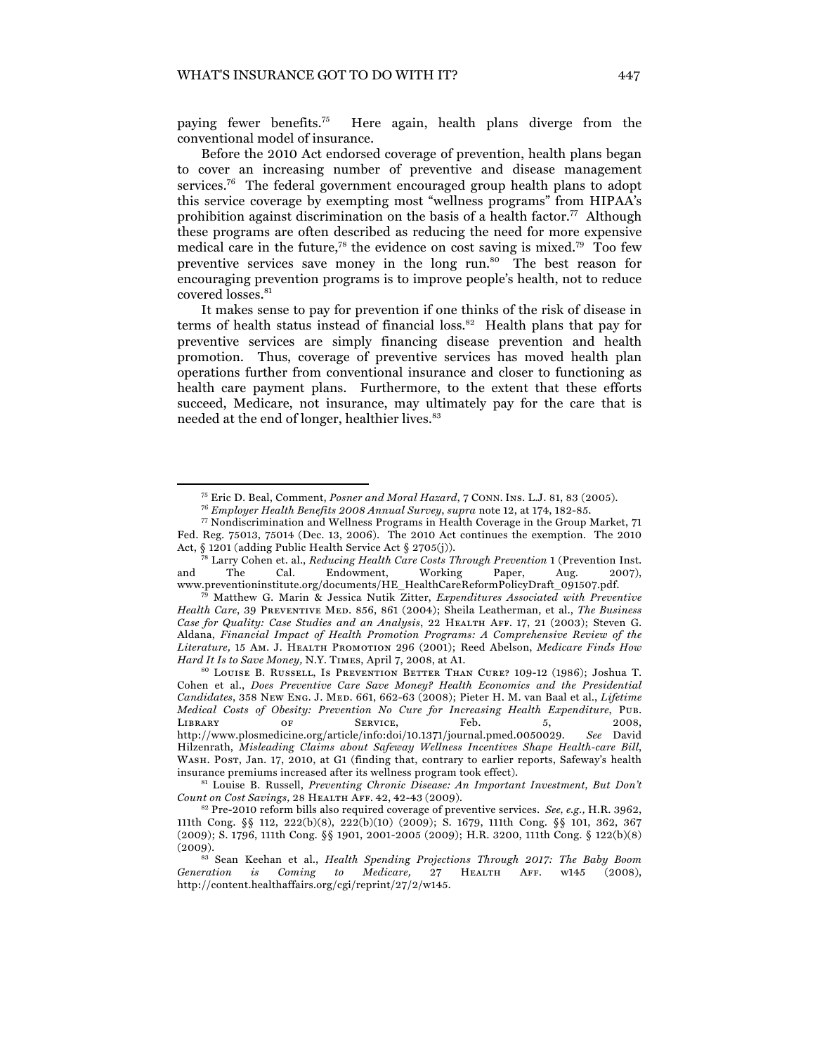paying fewer benefits.[75] Here again, health plans diverge from the conventional model of insurance.

Before the 2010 Act endorsed coverage of prevention, health plans began to cover an increasing number of preventive and disease management services.[76] The federal government encouraged group health plans to adopt this service coverage by exempting most "wellness programs" from HIPAA's prohibition against discrimination on the basis of a health factor.[77] Although these programs are often described as reducing the need for more expensive medical care in the future,[78] the evidence on cost saving is mixed.[79] Too few preventive services save money in the long run.[80] The best reason for encouraging prevention programs is to improve people's health, not to reduce covered losses.[81]

It makes sense to pay for prevention if one thinks of the risk of disease in terms of health status instead of financial loss.[82] Health plans that pay for preventive services are simply financing disease prevention and health promotion. Thus, coverage of preventive services has moved health plan operations further from conventional insurance and closer to functioning as health care payment plans. Furthermore, to the extent that these efforts succeed, Medicare, not insurance, may ultimately pay for the care that is needed at the end of longer, healthier lives.[83]

---

[75] Eric D. Beal, Comment, *Posner and Moral Hazard*, 7 CONN. INS. L.J. 81, 83 (2005).

[76] *Employer Health Benefits 2008 Annual Survey*, *supra* note 12, at 174, 182-85.

[77] Nondiscrimination and Wellness Programs in Health Coverage in the Group Market, 71 Fed. Reg. 75013, 75014 (Dec. 13, 2006). The 2010 Act continues the exemption. The 2010 Act, § 1201 (adding Public Health Service Act § 2705(j)).

[78] Larry Cohen et. al., *Reducing Health Care Costs Through Prevention* 1 (Prevention Inst. and The Cal. Endowment, Working Paper, Aug. 2007), www.preventioninstitute.org/documents/HE_HealthCareReformPolicyDraft_091507.pdf.

[79] Matthew G. Marin & Jessica Nutik Zitter, *Expenditures Associated with Preventive Health Care*, 39 PREVENTIVE MED. 856, 861 (2004); Sheila Leatherman, et al., *The Business Case for Quality: Case Studies and an Analysis*, 22 HEALTH AFF. 17, 21 (2003); Steven G. Aldana, *Financial Impact of Health Promotion Programs: A Comprehensive Review of the Literature,* 15 AM. J. HEALTH PROMOTION 296 (2001); Reed Abelson, *Medicare Finds How Hard It Is to Save Money,* N.Y. TIMES, April 7, 2008, at A1.

[80] LOUISE B. RUSSELL, IS PREVENTION BETTER THAN CURE? 109-12 (1986); Joshua T. Cohen et al., *Does Preventive Care Save Money? Health Economics and the Presidential Candidates*, 358 NEW ENG. J. MED. 661, 662-63 (2008); Pieter H. M. van Baal et al., *Lifetime Medical Costs of Obesity: Prevention No Cure for Increasing Health Expenditure*, PUB. LIBRARY OF SERVICE, Feb. 5, 2008, http://www.plosmedicine.org/article/info:doi/10.1371/journal.pmed.0050029. *See* David Hilzenrath, *Misleading Claims about Safeway Wellness Incentives Shape Health-care Bill*, WASH. POST, Jan. 17, 2010, at G1 (finding that, contrary to earlier reports, Safeway's health insurance premiums increased after its wellness program took effect).

[81] Louise B. Russell, *Preventing Chronic Disease: An Important Investment, But Don't Count on Cost Savings,* 28 HEALTH AFF. 42, 42-43 (2009).

[82] Pre-2010 reform bills also required coverage of preventive services. *See, e.g.,* H.R. 3962, 111th Cong. §§ 112, 222(b)(8), 222(b)(10) (2009); S. 1679, 111th Cong. §§ 101, 362, 367 (2009); S. 1796, 111th Cong. §§ 1901, 2001-2005 (2009); H.R. 3200, 111th Cong. § 122(b)(8) (2009).

[83] Sean Keehan et al., *Health Spending Projections Through 2017: The Baby Boom Generation is Coming to Medicare,* 27 HEALTH AFF. w145 (2008), http://content.healthaffairs.org/cgi/reprint/27/2/w145.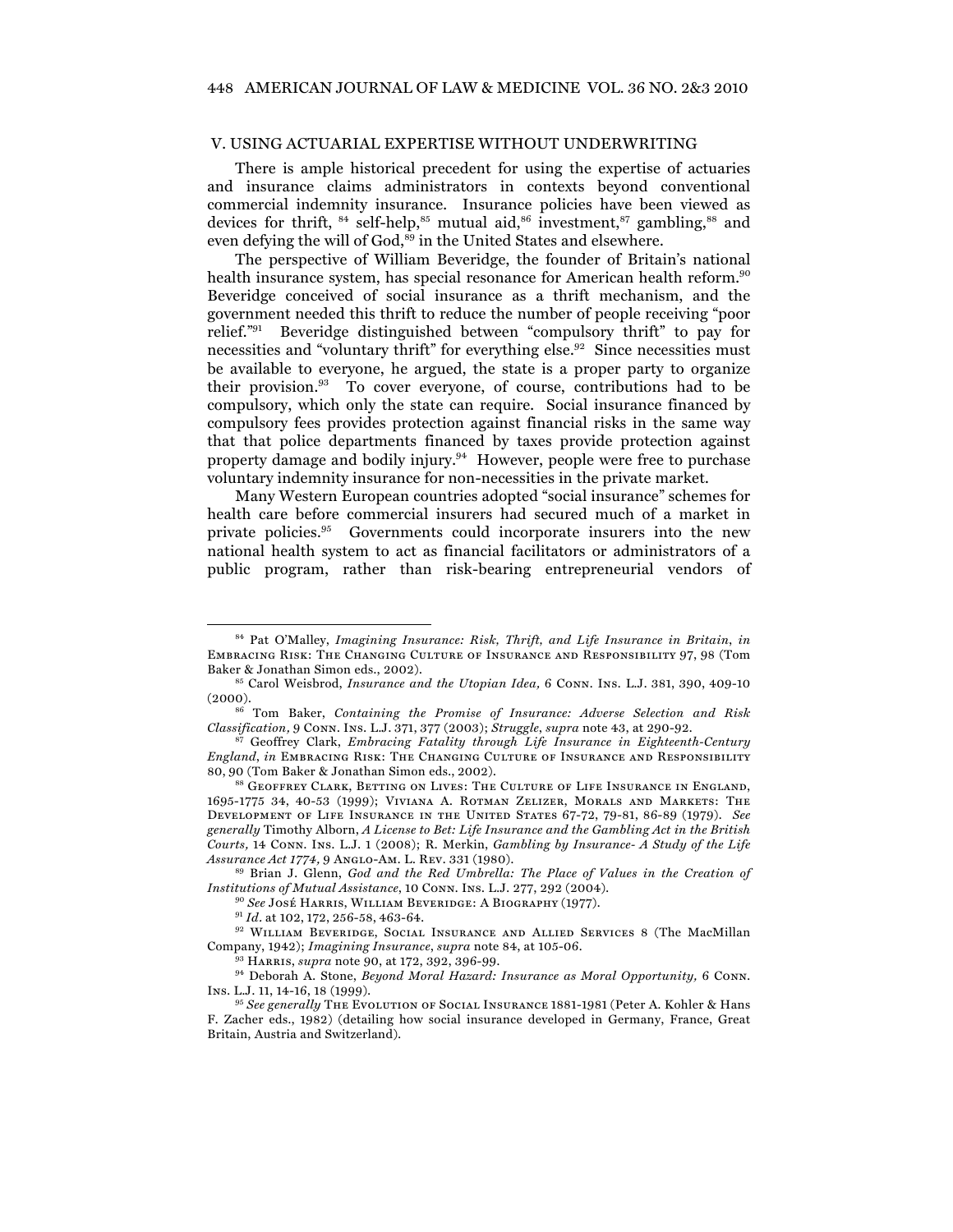## V. USING ACTUARIAL EXPERTISE WITHOUT UNDERWRITING

There is ample historical precedent for using the expertise of actuaries and insurance claims administrators in contexts beyond conventional commercial indemnity insurance. Insurance policies have been viewed as devices for thrift,[84] self-help,[85] mutual aid,[86] investment,[87] gambling,[88] and even defying the will of God,[89] in the United States and elsewhere.

The perspective of William Beveridge, the founder of Britain's national health insurance system, has special resonance for American health reform.[90] Beveridge conceived of social insurance as a thrift mechanism, and the government needed this thrift to reduce the number of people receiving "poor relief."[91] Beveridge distinguished between "compulsory thrift" to pay for necessities and "voluntary thrift" for everything else.[92] Since necessities must be available to everyone, he argued, the state is a proper party to organize their provision.[93] To cover everyone, of course, contributions had to be compulsory, which only the state can require. Social insurance financed by compulsory fees provides protection against financial risks in the same way that that police departments financed by taxes provide protection against property damage and bodily injury.[94] However, people were free to purchase voluntary indemnity insurance for non-necessities in the private market.

Many Western European countries adopted "social insurance" schemes for health care before commercial insurers had secured much of a market in private policies.[95] Governments could incorporate insurers into the new national health system to act as financial facilitators or administrators of a public program, rather than risk-bearing entrepreneurial vendors of

---

[84] Pat O'Malley, *Imagining Insurance: Risk, Thrift, and Life Insurance in Britain*, *in* EMBRACING RISK: THE CHANGING CULTURE OF INSURANCE AND RESPONSIBILITY 97, 98 (Tom Baker & Jonathan Simon eds., 2002).

[85] Carol Weisbrod, *Insurance and the Utopian Idea,* 6 CONN. INS. L.J. 381, 390, 409-10 (2000).

[86] Tom Baker, *Containing the Promise of Insurance: Adverse Selection and Risk Classification,* 9 CONN. INS. L.J. 371, 377 (2003); *Struggle*, *supra* note 43, at 290-92.

[87] Geoffrey Clark, *Embracing Fatality through Life Insurance in Eighteenth-Century England*, *in* EMBRACING RISK: THE CHANGING CULTURE OF INSURANCE AND RESPONSIBILITY 80, 90 (Tom Baker & Jonathan Simon eds., 2002).

[88] GEOFFREY CLARK, BETTING ON LIVES: THE CULTURE OF LIFE INSURANCE IN ENGLAND, 1695-1775 34, 40-53 (1999); VIVIANA A. ROTMAN ZELIZER, MORALS AND MARKETS: THE DEVELOPMENT OF LIFE INSURANCE IN THE UNITED STATES 67-72, 79-81, 86-89 (1979). *See generally* Timothy Alborn, *A License to Bet: Life Insurance and the Gambling Act in the British Courts,* 14 CONN. INS. L.J. 1 (2008); R. Merkin, *Gambling by Insurance- A Study of the Life Assurance Act 1774,* 9 ANGLO-AM. L. REV. 331 (1980).

[89] Brian J. Glenn, *God and the Red Umbrella: The Place of Values in the Creation of Institutions of Mutual Assistance*, 10 CONN. INS. L.J. 277, 292 (2004).

[90] *See* JOSÉ HARRIS, WILLIAM BEVERIDGE: A BIOGRAPHY (1977).

[91] *Id.* at 102, 172, 256-58, 463-64.

[92] WILLIAM BEVERIDGE, SOCIAL INSURANCE AND ALLIED SERVICES 8 (The MacMillan Company, 1942); *Imagining Insurance*, *supra* note 84, at 105-06.

[93] HARRIS, *supra* note 90, at 172, 392, 396-99.

[94] Deborah A. Stone, *Beyond Moral Hazard: Insurance as Moral Opportunity,* 6 CONN. INS. L.J. 11, 14-16, 18 (1999).

[95] *See generally* THE EVOLUTION OF SOCIAL INSURANCE 1881-1981 (Peter A. Kohler & Hans F. Zacher eds., 1982) (detailing how social insurance developed in Germany, France, Great Britain, Austria and Switzerland).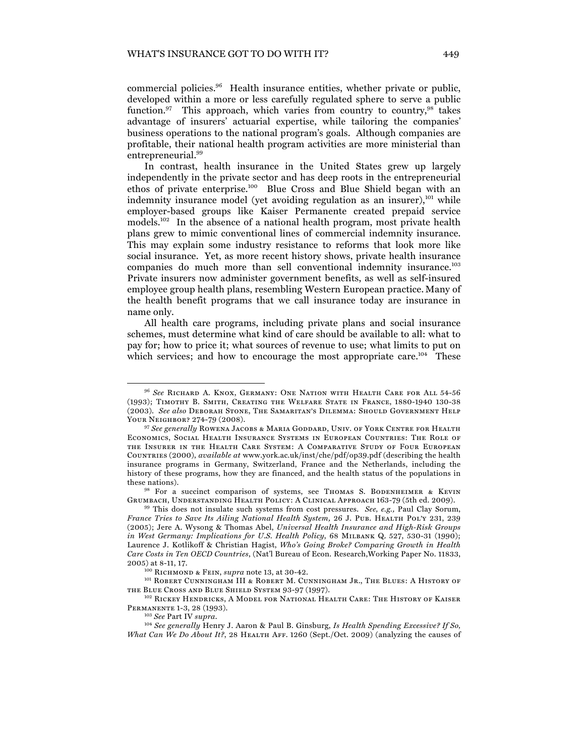commercial policies.[96] Health insurance entities, whether private or public, developed within a more or less carefully regulated sphere to serve a public function.[97] This approach, which varies from country to country,[98] takes advantage of insurers' actuarial expertise, while tailoring the companies' business operations to the national program's goals. Although companies are profitable, their national health program activities are more ministerial than entrepreneurial.[99]

In contrast, health insurance in the United States grew up largely independently in the private sector and has deep roots in the entrepreneurial ethos of private enterprise.[100] Blue Cross and Blue Shield began with an indemnity insurance model (yet avoiding regulation as an insurer),[101] while employer-based groups like Kaiser Permanente created prepaid service models.[102] In the absence of a national health program, most private health plans grew to mimic conventional lines of commercial indemnity insurance. This may explain some industry resistance to reforms that look more like social insurance. Yet, as more recent history shows, private health insurance companies do much more than sell conventional indemnity insurance.[103] Private insurers now administer government benefits, as well as self-insured employee group health plans, resembling Western European practice. Many of the health benefit programs that we call insurance today are insurance in name only.

All health care programs, including private plans and social insurance schemes, must determine what kind of care should be available to all: what to pay for; how to price it; what sources of revenue to use; what limits to put on which services; and how to encourage the most appropriate care.[104] These

---

[96] *See* Richard A. Knox, Germany: One Nation with Health Care for All 54-56 (1993); Timothy B. Smith, Creating the Welfare State in France, 1880-1940 130-38 (2003). *See also* Deborah Stone, The Samaritan's Dilemma: Should Government Help Your Neighbor? 274-79 (2008).

[97] *See generally* Rowena Jacobs & Maria Goddard, Univ. of York Centre for Health Economics, Social Health Insurance Systems in European Countries: The Role of the Insurer in the Health Care System: A Comparative Study of Four European Countries (2000), *available at* www.york.ac.uk/inst/che/pdf/op39.pdf (describing the health insurance programs in Germany, Switzerland, France and the Netherlands, including the history of these programs, how they are financed, and the health status of the populations in these nations).

[98] For a succinct comparison of systems, see Thomas S. Bodenheimer & Kevin Grumbach, Understanding Health Policy: A Clinical Approach 163-79 (5th ed. 2009).

[99] This does not insulate such systems from cost pressures. *See, e.g.,* Paul Clay Sorum, *France Tries to Save Its Ailing National Health System,* 26 J. Pub. Health Pol'y 231, 239 (2005); Jere A. Wysong & Thomas Abel, *Universal Health Insurance and High-Risk Groups in West Germany: Implications for U.S. Health Policy*, 68 Milbank Q. 527, 530-31 (1990); Laurence J. Kotlikoff & Christian Hagist, *Who's Going Broke? Comparing Growth in Health Care Costs in Ten OECD Countries*, (Nat'l Bureau of Econ. Research,Working Paper No. 11833, 2005) at 8-11, 17.

[100] Richmond & Fein, *supra* note 13, at 30-42.

[101] Robert Cunningham III & Robert M. Cunningham Jr., The Blues: A History of the Blue Cross and Blue Shield System 93-97 (1997).

[102] Rickey Hendricks, A Model for National Health Care: The History of Kaiser Permanente 1-3, 28 (1993).

[103] *See* Part IV *supra*.

[104] *See generally* Henry J. Aaron & Paul B. Ginsburg, *Is Health Spending Excessive? If So, What Can We Do About It?*, 28 Health Aff. 1260 (Sept./Oct. 2009) (analyzing the causes of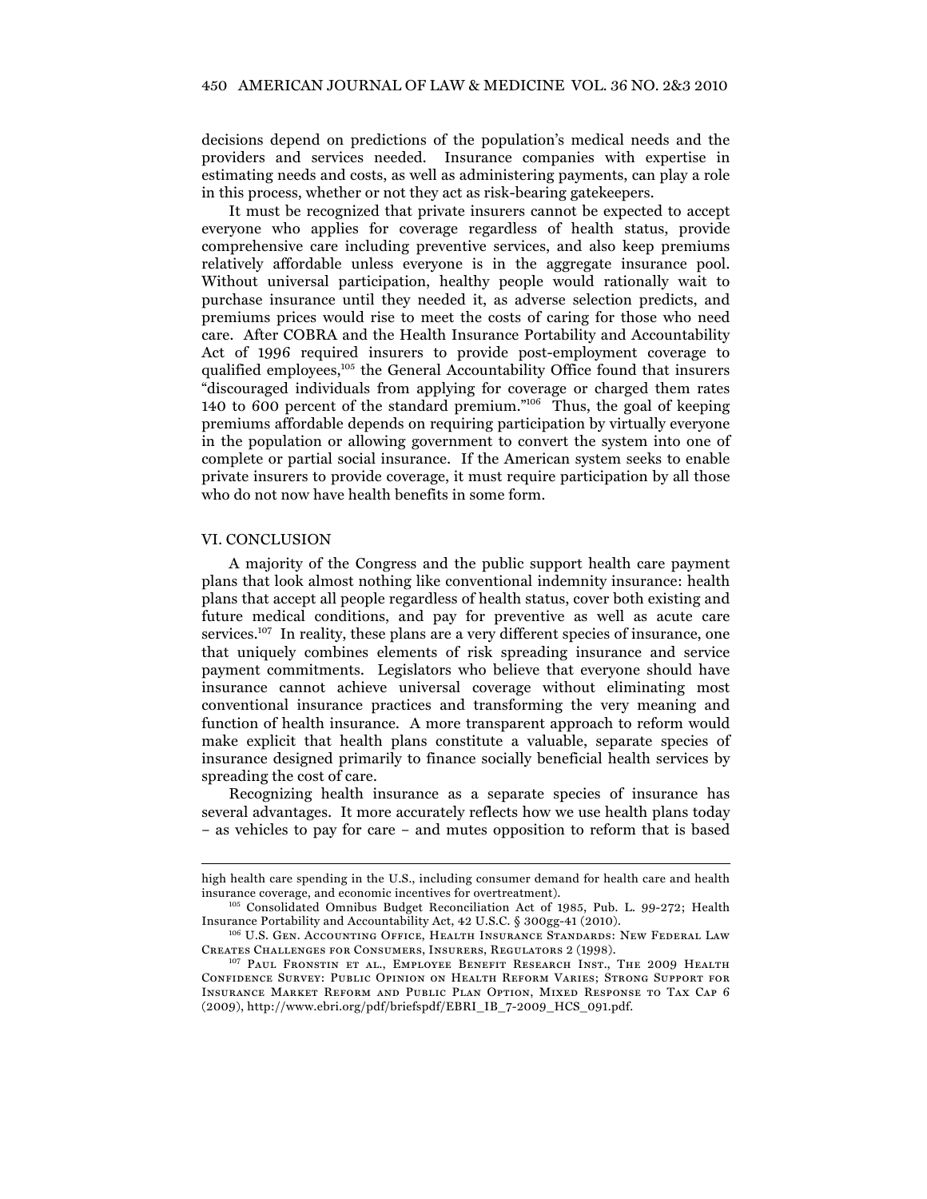decisions depend on predictions of the population's medical needs and the providers and services needed. Insurance companies with expertise in estimating needs and costs, as well as administering payments, can play a role in this process, whether or not they act as risk-bearing gatekeepers.

It must be recognized that private insurers cannot be expected to accept everyone who applies for coverage regardless of health status, provide comprehensive care including preventive services, and also keep premiums relatively affordable unless everyone is in the aggregate insurance pool. Without universal participation, healthy people would rationally wait to purchase insurance until they needed it, as adverse selection predicts, and premiums prices would rise to meet the costs of caring for those who need care. After COBRA and the Health Insurance Portability and Accountability Act of 1996 required insurers to provide post-employment coverage to qualified employees,[105] the General Accountability Office found that insurers "discouraged individuals from applying for coverage or charged them rates 140 to 600 percent of the standard premium."[106] Thus, the goal of keeping premiums affordable depends on requiring participation by virtually everyone in the population or allowing government to convert the system into one of complete or partial social insurance. If the American system seeks to enable private insurers to provide coverage, it must require participation by all those who do not now have health benefits in some form.

## VI. CONCLUSION

A majority of the Congress and the public support health care payment plans that look almost nothing like conventional indemnity insurance: health plans that accept all people regardless of health status, cover both existing and future medical conditions, and pay for preventive as well as acute care services.[107] In reality, these plans are a very different species of insurance, one that uniquely combines elements of risk spreading insurance and service payment commitments. Legislators who believe that everyone should have insurance cannot achieve universal coverage without eliminating most conventional insurance practices and transforming the very meaning and function of health insurance. A more transparent approach to reform would make explicit that health plans constitute a valuable, separate species of insurance designed primarily to finance socially beneficial health services by spreading the cost of care.

Recognizing health insurance as a separate species of insurance has several advantages. It more accurately reflects how we use health plans today – as vehicles to pay for care – and mutes opposition to reform that is based

---

high health care spending in the U.S., including consumer demand for health care and health insurance coverage, and economic incentives for overtreatment).

[105] Consolidated Omnibus Budget Reconciliation Act of 1985, Pub. L. 99-272; Health Insurance Portability and Accountability Act, 42 U.S.C. § 300gg-41 (2010).

[106] U.S. GEN. ACCOUNTING OFFICE, HEALTH INSURANCE STANDARDS: NEW FEDERAL LAW CREATES CHALLENGES FOR CONSUMERS, INSURERS, REGULATORS 2 (1998).

[107] PAUL FRONSTIN ET AL., EMPLOYEE BENEFIT RESEARCH INST., THE 2009 HEALTH CONFIDENCE SURVEY: PUBLIC OPINION ON HEALTH REFORM VARIES; STRONG SUPPORT FOR INSURANCE MARKET REFORM AND PUBLIC PLAN OPTION, MIXED RESPONSE TO TAX CAP 6 (2009), http://www.ebri.org/pdf/briefspdf/EBRI_IB_7-2009_HCS_091.pdf.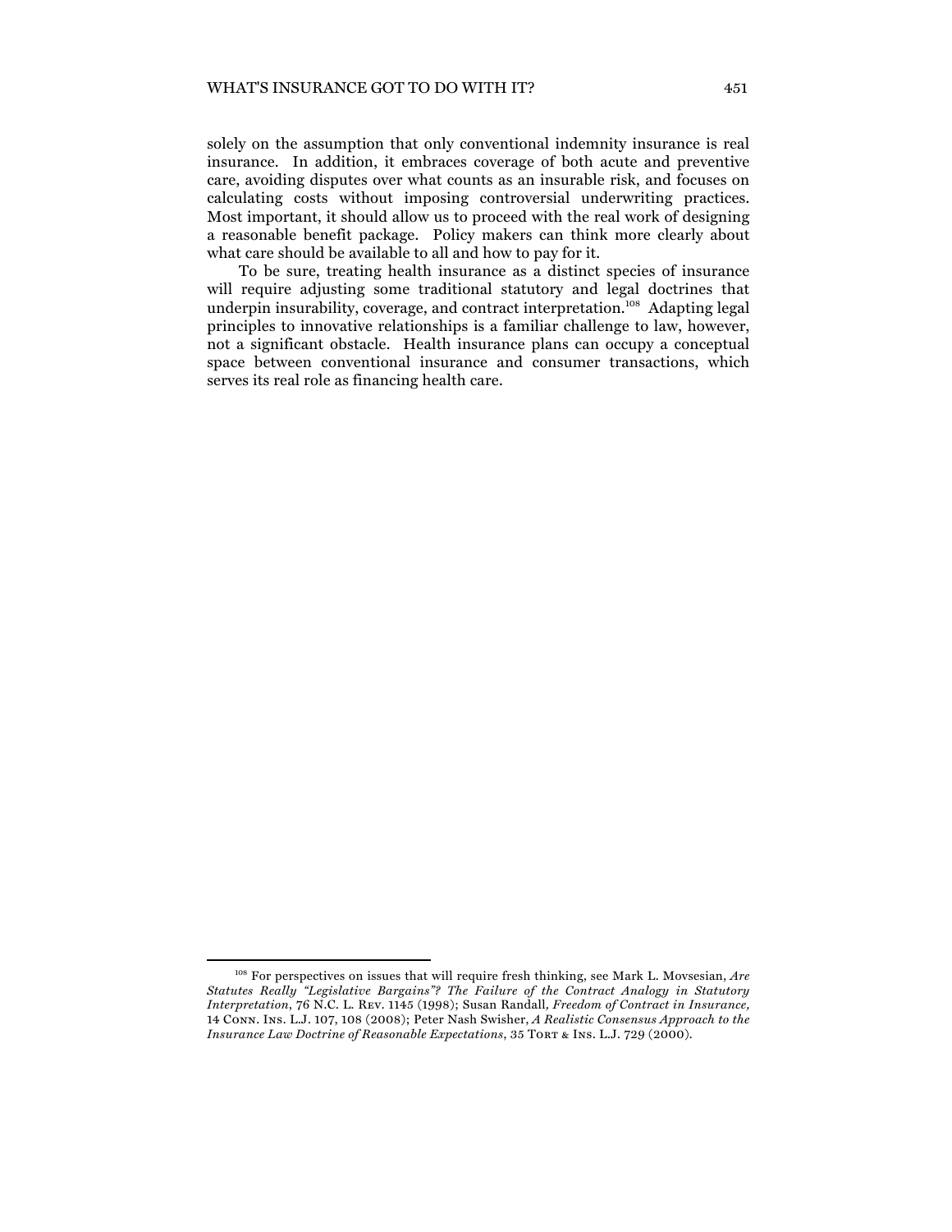solely on the assumption that only conventional indemnity insurance is real insurance. In addition, it embraces coverage of both acute and preventive care, avoiding disputes over what counts as an insurable risk, and focuses on calculating costs without imposing controversial underwriting practices. Most important, it should allow us to proceed with the real work of designing a reasonable benefit package. Policy makers can think more clearly about what care should be available to all and how to pay for it.

To be sure, treating health insurance as a distinct species of insurance will require adjusting some traditional statutory and legal doctrines that underpin insurability, coverage, and contract interpretation.[108] Adapting legal principles to innovative relationships is a familiar challenge to law, however, not a significant obstacle. Health insurance plans can occupy a conceptual space between conventional insurance and consumer transactions, which serves its real role as financing health care.

---

[108] For perspectives on issues that will require fresh thinking, see Mark L. Movsesian, *Are Statutes Really "Legislative Bargains"? The Failure of the Contract Analogy in Statutory Interpretation*, 76 N.C. L. Rev. 1145 (1998); Susan Randall, *Freedom of Contract in Insurance,* 14 Conn. Ins. L.J. 107, 108 (2008); Peter Nash Swisher, *A Realistic Consensus Approach to the Insurance Law Doctrine of Reasonable Expectations*, 35 Tort & Ins. L.J. 729 (2000).